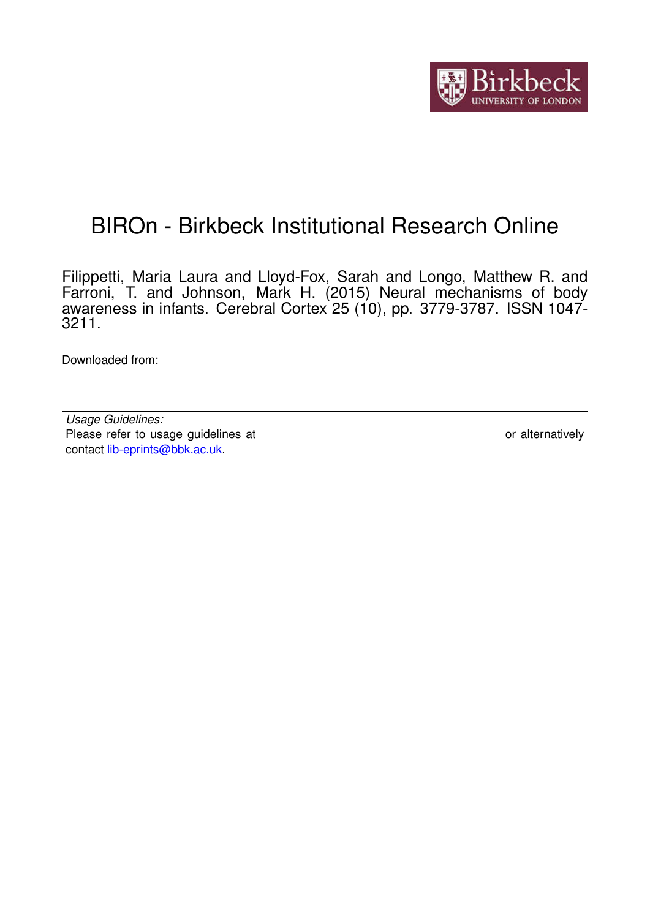# BIROn - Birkbeck Institutional Research Online

Filippetti, Maria Laura and Lloyd-Fox, Sarah and Longo, Matthew R. and Farroni, T. and Johnson, Mark H. (2015) Neural mechanisms of body awareness in infants. Cerebral Cortex 25 (10), pp. 3779-3787. ISSN 1047-3211.

Downloaded from:

*Usage Guidelines:*
Please refer to usage guidelines at or alternatively contact lib-eprints@bbk.ac.uk.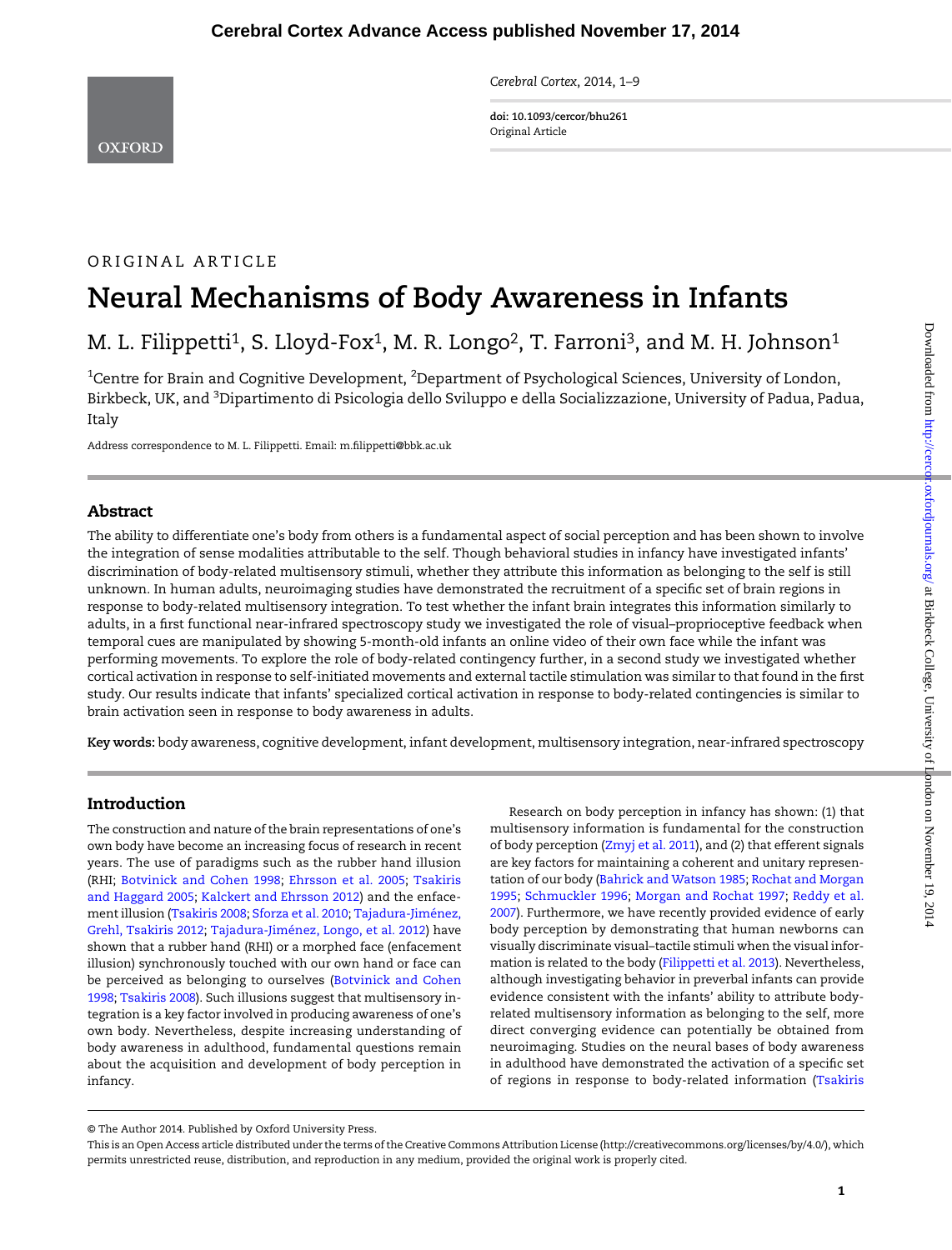# Neural Mechanisms of Body Awareness in Infants

M. L. Filippetti[1], S. Lloyd-Fox[1], M. R. Longo[2], T. Farroni[3], and M. H. Johnson[1]

[1]Centre for Brain and Cognitive Development, [2]Department of Psychological Sciences, University of London, Birkbeck, UK, and [3]Dipartimento di Psicologia dello Sviluppo e della Socializzazione, University of Padua, Padua, Italy

Address correspondence to M. L. Filippetti. Email: m.filippetti@bbk.ac.uk

## Abstract

The ability to differentiate one's body from others is a fundamental aspect of social perception and has been shown to involve the integration of sense modalities attributable to the self. Though behavioral studies in infancy have investigated infants' discrimination of body-related multisensory stimuli, whether they attribute this information as belonging to the self is still unknown. In human adults, neuroimaging studies have demonstrated the recruitment of a specific set of brain regions in response to body-related multisensory integration. To test whether the infant brain integrates this information similarly to adults, in a first functional near-infrared spectroscopy study we investigated the role of visual–proprioceptive feedback when temporal cues are manipulated by showing 5-month-old infants an online video of their own face while the infant was performing movements. To explore the role of body-related contingency further, in a second study we investigated whether cortical activation in response to self-initiated movements and external tactile stimulation was similar to that found in the first study. Our results indicate that infants' specialized cortical activation in response to body-related contingencies is similar to brain activation seen in response to body awareness in adults.

**Key words:** body awareness, cognitive development, infant development, multisensory integration, near-infrared spectroscopy

## Introduction

The construction and nature of the brain representations of one's own body have become an increasing focus of research in recent years. The use of paradigms such as the rubber hand illusion (RHI; Botvinick and Cohen 1998; Ehrsson et al. 2005; Tsakiris and Haggard 2005; Kalckert and Ehrsson 2012) and the enfacement illusion (Tsakiris 2008; Sforza et al. 2010; Tajadura-Jiménez, Grehl, Tsakiris 2012; Tajadura-Jiménez, Longo, et al. 2012) have shown that a rubber hand (RHI) or a morphed face (enfacement illusion) synchronously touched with our own hand or face can be perceived as belonging to ourselves (Botvinick and Cohen 1998; Tsakiris 2008). Such illusions suggest that multisensory integration is a key factor involved in producing awareness of one's own body. Nevertheless, despite increasing understanding of body awareness in adulthood, fundamental questions remain about the acquisition and development of body perception in infancy.

Research on body perception in infancy has shown: (1) that multisensory information is fundamental for the construction of body perception (Zmyj et al. 2011), and (2) that efferent signals are key factors for maintaining a coherent and unitary representation of our body (Bahrick and Watson 1985; Rochat and Morgan 1995; Schmuckler 1996; Morgan and Rochat 1997; Reddy et al. 2007). Furthermore, we have recently provided evidence of early body perception by demonstrating that human newborns can visually discriminate visual–tactile stimuli when the visual information is related to the body (Filippetti et al. 2013). Nevertheless, although investigating behavior in preverbal infants can provide evidence consistent with the infants' ability to attribute body-related multisensory information as belonging to the self, more direct converging evidence can potentially be obtained from neuroimaging. Studies on the neural bases of body awareness in adulthood have demonstrated the activation of a specific set of regions in response to body-related information (Tsakiris

© The Author 2014. Published by Oxford University Press.

This is an Open Access article distributed under the terms of the Creative Commons Attribution License (http://creativecommons.org/licenses/by/4.0/), which permits unrestricted reuse, distribution, and reproduction in any medium, provided the original work is properly cited.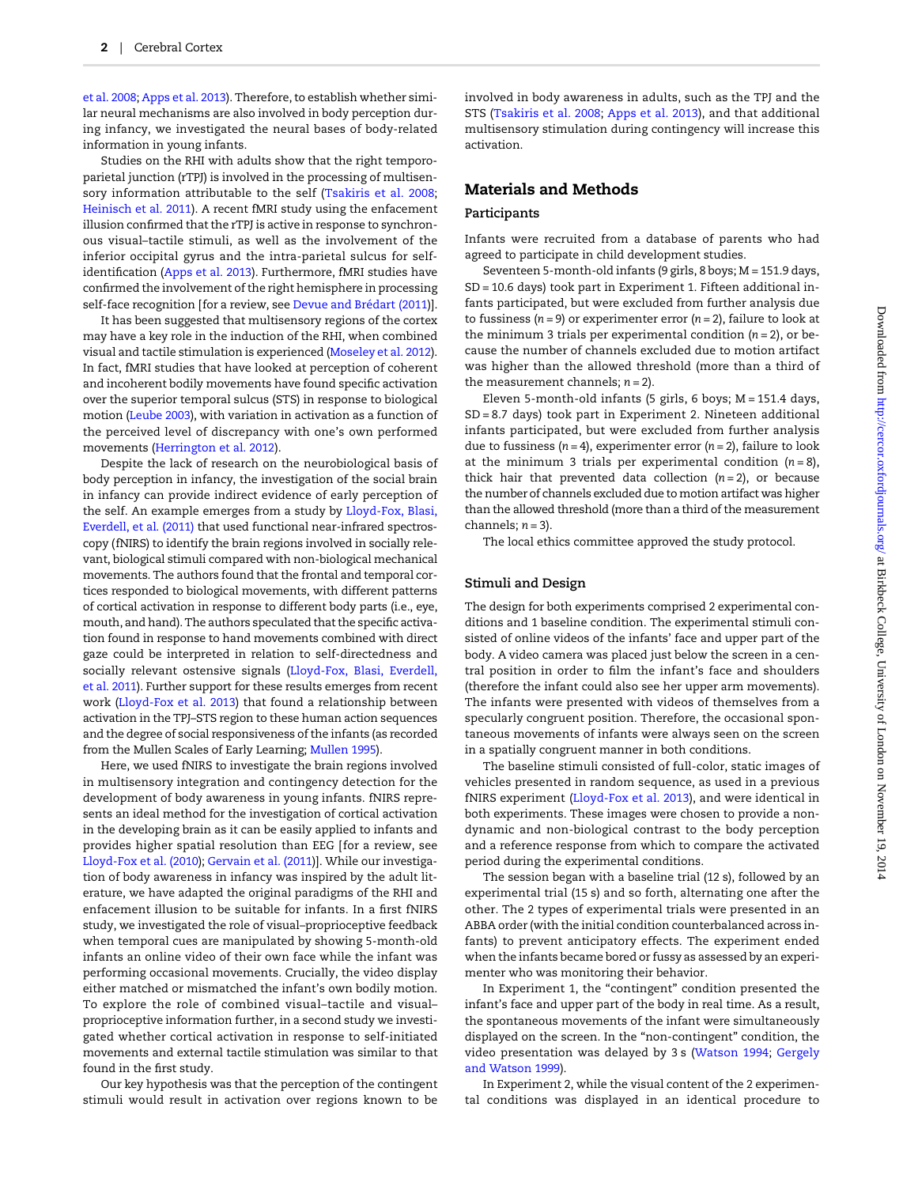et al. 2008; Apps et al. 2013). Therefore, to establish whether similar neural mechanisms are also involved in body perception during infancy, we investigated the neural bases of body-related information in young infants.

Studies on the RHI with adults show that the right temporoparietal junction (rTPJ) is involved in the processing of multisensory information attributable to the self (Tsakiris et al. 2008; Heinisch et al. 2011). A recent fMRI study using the enfacement illusion confirmed that the rTPJ is active in response to synchronous visual–tactile stimuli, as well as the involvement of the inferior occipital gyrus and the intra-parietal sulcus for self-identification (Apps et al. 2013). Furthermore, fMRI studies have confirmed the involvement of the right hemisphere in processing self-face recognition [for a review, see Devue and Brédart (2011)].

It has been suggested that multisensory regions of the cortex may have a key role in the induction of the RHI, when combined visual and tactile stimulation is experienced (Moseley et al. 2012). In fact, fMRI studies that have looked at perception of coherent and incoherent bodily movements have found specific activation over the superior temporal sulcus (STS) in response to biological motion (Leube 2003), with variation in activation as a function of the perceived level of discrepancy with one's own performed movements (Herrington et al. 2012).

Despite the lack of research on the neurobiological basis of body perception in infancy, the investigation of the social brain in infancy can provide indirect evidence of early perception of the self. An example emerges from a study by Lloyd-Fox, Blasi, Everdell, et al. (2011) that used functional near-infrared spectroscopy (fNIRS) to identify the brain regions involved in socially relevant, biological stimuli compared with non-biological mechanical movements. The authors found that the frontal and temporal cortices responded to biological movements, with different patterns of cortical activation in response to different body parts (i.e., eye, mouth, and hand). The authors speculated that the specific activation found in response to hand movements combined with direct gaze could be interpreted in relation to self-directedness and socially relevant ostensive signals (Lloyd-Fox, Blasi, Everdell, et al. 2011). Further support for these results emerges from recent work (Lloyd-Fox et al. 2013) that found a relationship between activation in the TPJ–STS region to these human action sequences and the degree of social responsiveness of the infants (as recorded from the Mullen Scales of Early Learning; Mullen 1995).

Here, we used fNIRS to investigate the brain regions involved in multisensory integration and contingency detection for the development of body awareness in young infants. fNIRS represents an ideal method for the investigation of cortical activation in the developing brain as it can be easily applied to infants and provides higher spatial resolution than EEG [for a review, see Lloyd-Fox et al. (2010); Gervain et al. (2011)]. While our investigation of body awareness in infancy was inspired by the adult literature, we have adapted the original paradigms of the RHI and enfacement illusion to be suitable for infants. In a first fNIRS study, we investigated the role of visual–proprioceptive feedback when temporal cues are manipulated by showing 5-month-old infants an online video of their own face while the infant was performing occasional movements. Crucially, the video display either matched or mismatched the infant's own bodily motion. To explore the role of combined visual–tactile and visual–proprioceptive information further, in a second study we investigated whether cortical activation in response to self-initiated movements and external tactile stimulation was similar to that found in the first study.

Our key hypothesis was that the perception of the contingent stimuli would result in activation over regions known to be involved in body awareness in adults, such as the TPJ and the STS (Tsakiris et al. 2008; Apps et al. 2013), and that additional multisensory stimulation during contingency will increase this activation.

## Materials and Methods

### Participants

Infants were recruited from a database of parents who had agreed to participate in child development studies.

Seventeen 5-month-old infants (9 girls, 8 boys; M = 151.9 days, SD = 10.6 days) took part in Experiment 1. Fifteen additional infants participated, but were excluded from further analysis due to fussiness ($n = 9$) or experimenter error ($n = 2$), failure to look at the minimum 3 trials per experimental condition ($n = 2$), or because the number of channels excluded due to motion artifact was higher than the allowed threshold (more than a third of the measurement channels; $n = 2$).

Eleven 5-month-old infants (5 girls, 6 boys; M = 151.4 days, SD = 8.7 days) took part in Experiment 2. Nineteen additional infants participated, but were excluded from further analysis due to fussiness ($n = 4$), experimenter error ($n = 2$), failure to look at the minimum 3 trials per experimental condition ($n = 8$), thick hair that prevented data collection ($n = 2$), or because the number of channels excluded due to motion artifact was higher than the allowed threshold (more than a third of the measurement channels; $n = 3$).

The local ethics committee approved the study protocol.

### Stimuli and Design

The design for both experiments comprised 2 experimental conditions and 1 baseline condition. The experimental stimuli consisted of online videos of the infants' face and upper part of the body. A video camera was placed just below the screen in a central position in order to film the infant's face and shoulders (therefore the infant could also see her upper arm movements). The infants were presented with videos of themselves from a specularly congruent position. Therefore, the occasional spontaneous movements of infants were always seen on the screen in a spatially congruent manner in both conditions.

The baseline stimuli consisted of full-color, static images of vehicles presented in random sequence, as used in a previous fNIRS experiment (Lloyd-Fox et al. 2013), and were identical in both experiments. These images were chosen to provide a non-dynamic and non-biological contrast to the body perception and a reference response from which to compare the activated period during the experimental conditions.

The session began with a baseline trial (12 s), followed by an experimental trial (15 s) and so forth, alternating one after the other. The 2 types of experimental trials were presented in an ABBA order (with the initial condition counterbalanced across infants) to prevent anticipatory effects. The experiment ended when the infants became bored or fussy as assessed by an experimenter who was monitoring their behavior.

In Experiment 1, the "contingent" condition presented the infant's face and upper part of the body in real time. As a result, the spontaneous movements of the infant were simultaneously displayed on the screen. In the "non-contingent" condition, the video presentation was delayed by 3 s (Watson 1994; Gergely and Watson 1999).

In Experiment 2, while the visual content of the 2 experimental conditions was displayed in an identical procedure to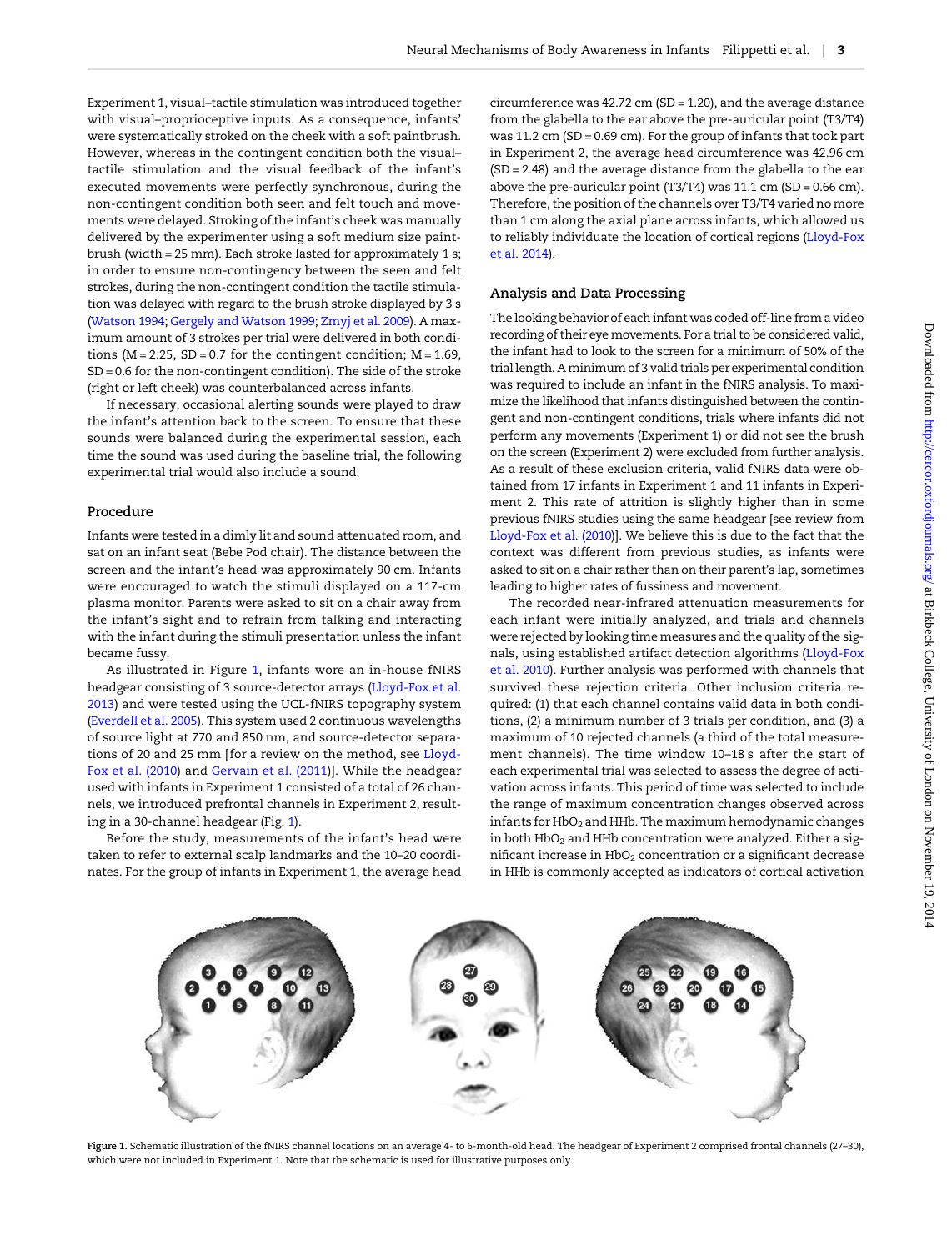Experiment 1, visual–tactile stimulation was introduced together with visual–proprioceptive inputs. As a consequence, infants' were systematically stroked on the cheek with a soft paintbrush. However, whereas in the contingent condition both the visual–tactile stimulation and the visual feedback of the infant's executed movements were perfectly synchronous, during the non-contingent condition both seen and felt touch and movements were delayed. Stroking of the infant's cheek was manually delivered by the experimenter using a soft medium size paintbrush (width = 25 mm). Each stroke lasted for approximately 1 s; in order to ensure non-contingency between the seen and felt strokes, during the non-contingent condition the tactile stimulation was delayed with regard to the brush stroke displayed by 3 s (Watson 1994; Gergely and Watson 1999; Zmyj et al. 2009). A maximum amount of 3 strokes per trial were delivered in both conditions (M = 2.25, SD = 0.7 for the contingent condition; M = 1.69, SD = 0.6 for the non-contingent condition). The side of the stroke (right or left cheek) was counterbalanced across infants.

If necessary, occasional alerting sounds were played to draw the infant's attention back to the screen. To ensure that these sounds were balanced during the experimental session, each time the sound was used during the baseline trial, the following experimental trial would also include a sound.

## Procedure

Infants were tested in a dimly lit and sound attenuated room, and sat on an infant seat (Bebe Pod chair). The distance between the screen and the infant's head was approximately 90 cm. Infants were encouraged to watch the stimuli displayed on a 117-cm plasma monitor. Parents were asked to sit on a chair away from the infant's sight and to refrain from talking and interacting with the infant during the stimuli presentation unless the infant became fussy.

As illustrated in Figure 1, infants wore an in-house fNIRS headgear consisting of 3 source-detector arrays (Lloyd-Fox et al. 2013) and were tested using the UCL-fNIRS topography system (Everdell et al. 2005). This system used 2 continuous wavelengths of source light at 770 and 850 nm, and source-detector separations of 20 and 25 mm [for a review on the method, see Lloyd-Fox et al. (2010) and Gervain et al. (2011)]. While the headgear used with infants in Experiment 1 consisted of a total of 26 channels, we introduced prefrontal channels in Experiment 2, resulting in a 30-channel headgear (Fig. 1).

Before the study, measurements of the infant's head were taken to refer to external scalp landmarks and the 10–20 coordinates. For the group of infants in Experiment 1, the average head circumference was 42.72 cm (SD = 1.20), and the average distance from the glabella to the ear above the pre-auricular point (T3/T4) was 11.2 cm (SD = 0.69 cm). For the group of infants that took part in Experiment 2, the average head circumference was 42.96 cm (SD = 2.48) and the average distance from the glabella to the ear above the pre-auricular point (T3/T4) was 11.1 cm (SD = 0.66 cm). Therefore, the position of the channels over T3/T4 varied no more than 1 cm along the axial plane across infants, which allowed us to reliably individuate the location of cortical regions (Lloyd-Fox et al. 2014).

## Analysis and Data Processing

The looking behavior of each infant was coded off-line from a video recording of their eye movements. For a trial to be considered valid, the infant had to look to the screen for a minimum of 50% of the trial length. A minimum of 3 valid trials per experimental condition was required to include an infant in the fNIRS analysis. To maximize the likelihood that infants distinguished between the contingent and non-contingent conditions, trials where infants did not perform any movements (Experiment 1) or did not see the brush on the screen (Experiment 2) were excluded from further analysis. As a result of these exclusion criteria, valid fNIRS data were obtained from 17 infants in Experiment 1 and 11 infants in Experiment 2. This rate of attrition is slightly higher than in some previous fNIRS studies using the same headgear [see review from Lloyd-Fox et al. (2010)]. We believe this is due to the fact that the context was different from previous studies, as infants were asked to sit on a chair rather than on their parent's lap, sometimes leading to higher rates of fussiness and movement.

The recorded near-infrared attenuation measurements for each infant were initially analyzed, and trials and channels were rejected by looking time measures and the quality of the signals, using established artifact detection algorithms (Lloyd-Fox et al. 2010). Further analysis was performed with channels that survived these rejection criteria. Other inclusion criteria required: (1) that each channel contains valid data in both conditions, (2) a minimum number of 3 trials per condition, and (3) a maximum of 10 rejected channels (a third of the total measurement channels). The time window 10–18 s after the start of each experimental trial was selected to assess the degree of activation across infants. This period of time was selected to include the range of maximum concentration changes observed across infants for $HbO_2$ and HHb. The maximum hemodynamic changes in both $HbO_2$ and HHb concentration were analyzed. Either a significant increase in $HbO_2$ concentration or a significant decrease in HHb is commonly accepted as indicators of cortical activation

Figure 1. Schematic illustration of the fNIRS channel locations on an average 4- to 6-month-old head. The headgear of Experiment 2 comprised frontal channels (27–30), which were not included in Experiment 1. Note that the schematic is used for illustrative purposes only.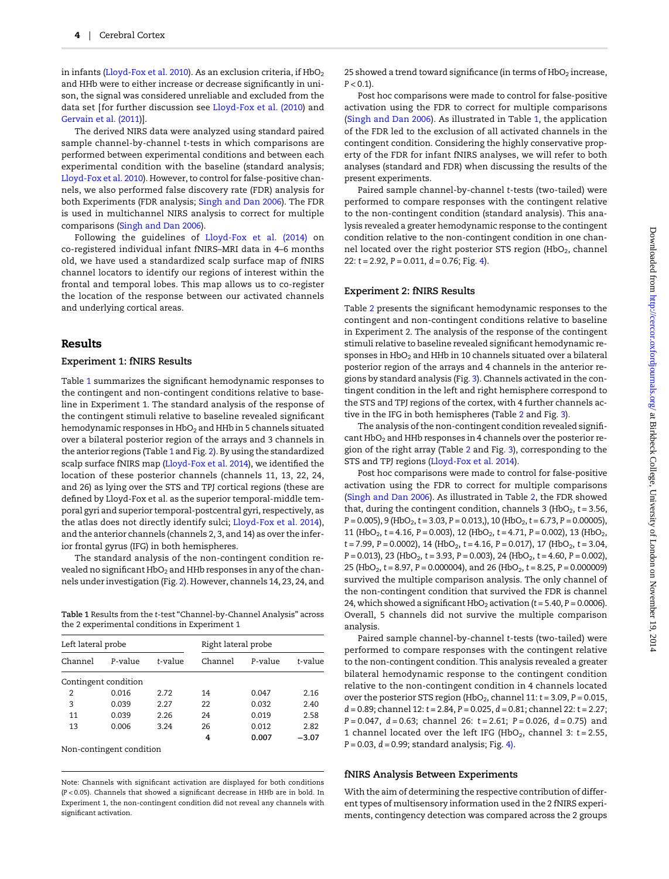in infants (Lloyd-Fox et al. 2010). As an exclusion criteria, if $HbO_2$ and HHb were to either increase or decrease significantly in unison, the signal was considered unreliable and excluded from the data set [for further discussion see Lloyd-Fox et al. (2010) and Gervain et al. (2011)].

The derived NIRS data were analyzed using standard paired sample channel-by-channel t-tests in which comparisons are performed between experimental conditions and between each experimental condition with the baseline (standard analysis; Lloyd-Fox et al. 2010). However, to control for false-positive channels, we also performed false discovery rate (FDR) analysis for both Experiments (FDR analysis; Singh and Dan 2006). The FDR is used in multichannel NIRS analysis to correct for multiple comparisons (Singh and Dan 2006).

Following the guidelines of Lloyd-Fox et al. (2014) on co-registered individual infant fNIRS–MRI data in 4–6 months old, we have used a standardized scalp surface map of fNIRS channel locators to identify our regions of interest within the frontal and temporal lobes. This map allows us to co-register the location of the response between our activated channels and underlying cortical areas.

## Results

### Experiment 1: fNIRS Results

Table 1 summarizes the significant hemodynamic responses to the contingent and non-contingent conditions relative to baseline in Experiment 1. The standard analysis of the response of the contingent stimuli relative to baseline revealed significant hemodynamic responses in $HbO_2$ and HHb in 5 channels situated over a bilateral posterior region of the arrays and 3 channels in the anterior regions (Table 1 and Fig. 2). By using the standardized scalp surface fNIRS map (Lloyd-Fox et al. 2014), we identified the location of these posterior channels (channels 11, 13, 22, 24, and 26) as lying over the STS and TPJ cortical regions (these are defined by Lloyd-Fox et al. as the superior temporal-middle temporal gyri and superior temporal-postcentral gyri, respectively, as the atlas does not directly identify sulci; Lloyd-Fox et al. 2014), and the anterior channels (channels 2, 3, and 14) as over the inferior frontal gyrus (IFG) in both hemispheres.

The standard analysis of the non-contingent condition revealed no significant $HbO_2$ and HHb responses in any of the channels under investigation (Fig. 2). However, channels 14, 23, 24, and 25 showed a trend toward significance (in terms of $HbO_2$ increase, $P < 0.1$).

Post hoc comparisons were made to control for false-positive activation using the FDR to correct for multiple comparisons (Singh and Dan 2006). As illustrated in Table 1, the application of the FDR led to the exclusion of all activated channels in the contingent condition. Considering the highly conservative property of the FDR for infant fNIRS analyses, we will refer to both analyses (standard and FDR) when discussing the results of the present experiments.

Paired sample channel-by-channel t-tests (two-tailed) were performed to compare responses with the contingent relative to the non-contingent condition (standard analysis). This analysis revealed a greater hemodynamic response to the contingent condition relative to the non-contingent condition in one channel located over the right posterior STS region ($HbO_2$, channel 22: $t = 2.92$, $P = 0.011$, $d = 0.76$; Fig. 4).

**Table 1** Results from the t-test "Channel-by-Channel Analysis" across the 2 experimental conditions in Experiment 1

| Left lateral probe | | | Right lateral probe | | |
|---|---|---|---|---|---|
| Channel | P-value | t-value | Channel | P-value | t-value |
| Contingent condition | | | | | |
| 2 | 0.016 | 2.72 | 14 | 0.047 | 2.16 |
| 3 | 0.039 | 2.27 | 22 | 0.032 | 2.40 |
| 11 | 0.039 | 2.26 | 24 | 0.019 | 2.58 |
| 13 | 0.006 | 3.24 | 26 | 0.012 | 2.82 |
| | | | **4** | **0.007** | **−3.07** |
| Non-contingent condition | | | | | |

Note: Channels with significant activation are displayed for both conditions ($P < 0.05$). Channels that showed a significant decrease in HHb are in bold. In Experiment 1, the non-contingent condition did not reveal any channels with significant activation.

### Experiment 2: fNIRS Results

Table 2 presents the significant hemodynamic responses to the contingent and non-contingent conditions relative to baseline in Experiment 2. The analysis of the response of the contingent stimuli relative to baseline revealed significant hemodynamic responses in $HbO_2$ and HHb in 10 channels situated over a bilateral posterior region of the arrays and 4 channels in the anterior regions by standard analysis (Fig. 3). Channels activated in the contingent condition in the left and right hemisphere correspond to the STS and TPJ regions of the cortex, with 4 further channels active in the IFG in both hemispheres (Table 2 and Fig. 3).

The analysis of the non-contingent condition revealed significant $HbO_2$ and HHb responses in 4 channels over the posterior region of the right array (Table 2 and Fig. 3), corresponding to the STS and TPJ regions (Lloyd-Fox et al. 2014).

Post hoc comparisons were made to control for false-positive activation using the FDR to correct for multiple comparisons (Singh and Dan 2006). As illustrated in Table 2, the FDR showed that, during the contingent condition, channels 3 ($HbO_2$, $t = 3.56$, $P = 0.005$), 9 ($HbO_2$, $t = 3.03$, $P = 0.013$,), 10 ($HbO_2$, $t = 6.73$, $P = 0.00005$), 11 ($HbO_2$, $t = 4.16$, $P = 0.003$), 12 ($HbO_2$, $t = 4.71$, $P = 0.002$), 13 ($HbO_2$, $t = 7.99$, $P = 0.0002$), 14 ($HbO_2$, $t = 4.16$, $P = 0.017$), 17 ($HbO_2$, $t = 3.04$, $P = 0.013$), 23 ($HbO_2$, $t = 3.93$, $P = 0.003$), 24 ($HbO_2$, $t = 4.60$, $P = 0.002$), 25 ($HbO_2$, $t = 8.97$, $P = 0.000004$), and 26 ($HbO_2$, $t = 8.25$, $P = 0.000009$) survived the multiple comparison analysis. The only channel of the non-contingent condition that survived the FDR is channel 24, which showed a significant $HbO_2$ activation ($t = 5.40$, $P = 0.0006$). Overall, 5 channels did not survive the multiple comparison analysis.

Paired sample channel-by-channel t-tests (two-tailed) were performed to compare responses with the contingent relative to the non-contingent condition. This analysis revealed a greater bilateral hemodynamic response to the contingent condition relative to the non-contingent condition in 4 channels located over the posterior STS region ($HbO_2$, channel 11: $t = 3.09$, $P = 0.015$, $d = 0.89$; channel 12: $t = 2.84$, $P = 0.025$, $d = 0.81$; channel 22: $t = 2.27$; $P = 0.047$, $d = 0.63$; channel 26: $t = 2.61$; $P = 0.026$, $d = 0.75$) and 1 channel located over the left IFG ($HbO_2$, channel 3: $t = 2.55$, $P = 0.03$, $d = 0.99$; standard analysis; Fig. 4).

### fNIRS Analysis Between Experiments

With the aim of determining the respective contribution of different types of multisensory information used in the 2 fNIRS experiments, contingency detection was compared across the 2 groups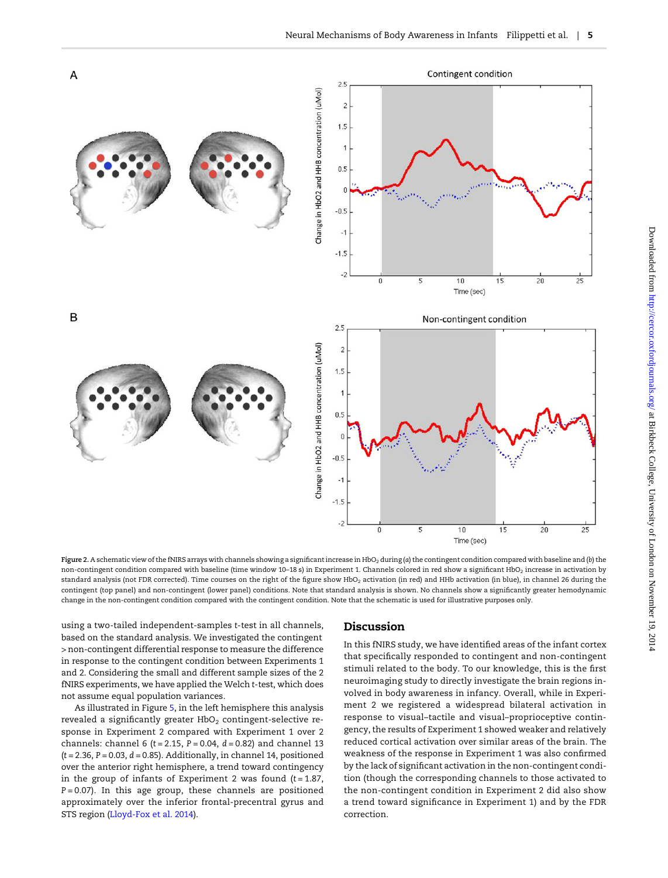Figure 2. A schematic view of the fNIRS arrays with channels showing a significant increase in $HbO_2$ during (*a*) the contingent condition compared with baseline and (*b*) the non-contingent condition compared with baseline (time window 10–18 s) in Experiment 1. Channels colored in red show a significant $HbO_2$ increase in activation by standard analysis (not FDR corrected). Time courses on the right of the figure show $HbO_2$ activation (in red) and HHb activation (in blue), in channel 26 during the contingent (top panel) and non-contingent (lower panel) conditions. Note that standard analysis is shown. No channels show a significantly greater hemodynamic change in the non-contingent condition compared with the contingent condition. Note that the schematic is used for illustrative purposes only.

using a two-tailed independent-samples t-test in all channels, based on the standard analysis. We investigated the contingent > non-contingent differential response to measure the difference in response to the contingent condition between Experiments 1 and 2. Considering the small and different sample sizes of the 2 fNIRS experiments, we have applied the Welch t-test, which does not assume equal population variances.

As illustrated in Figure 5, in the left hemisphere this analysis revealed a significantly greater $HbO_2$ contingent-selective response in Experiment 2 compared with Experiment 1 over 2 channels: channel 6 ($t = 2.15$, $P = 0.04$, $d = 0.82$) and channel 13 ($t = 2.36$, $P = 0.03$, $d = 0.85$). Additionally, in channel 14, positioned over the anterior right hemisphere, a trend toward contingency in the group of infants of Experiment 2 was found ($t = 1.87$, $P = 0.07$). In this age group, these channels are positioned approximately over the inferior frontal-precentral gyrus and STS region (Lloyd-Fox et al. 2014).

## Discussion

In this fNIRS study, we have identified areas of the infant cortex that specifically responded to contingent and non-contingent stimuli related to the body. To our knowledge, this is the first neuroimaging study to directly investigate the brain regions involved in body awareness in infancy. Overall, while in Experiment 2 we registered a widespread bilateral activation in response to visual–tactile and visual–proprioceptive contingency, the results of Experiment 1 showed weaker and relatively reduced cortical activation over similar areas of the brain. The weakness of the response in Experiment 1 was also confirmed by the lack of significant activation in the non-contingent condition (though the corresponding channels to those activated to the non-contingent condition in Experiment 2 did also show a trend toward significance in Experiment 1) and by the FDR correction.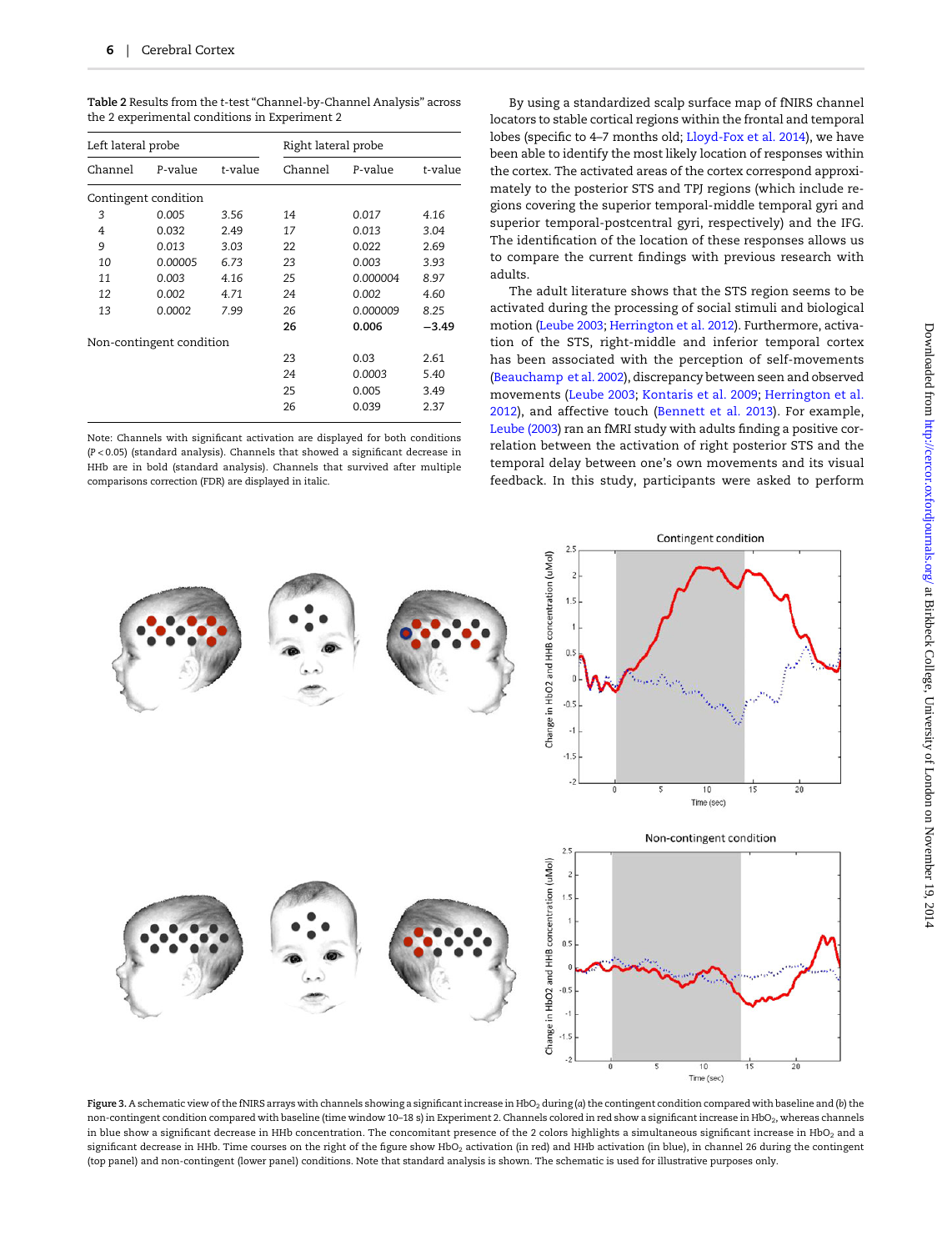**Table 2** Results from the *t*-test "Channel-by-Channel Analysis" across the 2 experimental conditions in Experiment 2

| Left lateral probe | | | Right lateral probe | | |
|---|---|---|---|---|---|
| Channel | P-value | t-value | Channel | P-value | t-value |
| Contingent condition | | | | | |
| 3 | 0.005 | 3.56 | 14 | 0.017 | 4.16 |
| 4 | 0.032 | 2.49 | 17 | 0.013 | 3.04 |
| *9* | *0.013* | *3.03* | 22 | 0.022 | 2.69 |
| *10* | *0.00005* | *6.73* | *23* | *0.003* | *3.93* |
| *11* | *0.003* | *4.16* | *25* | *0.000004* | *8.97* |
| *12* | *0.002* | *4.71* | *24* | *0.002* | *4.60* |
| *13* | *0.0002* | *7.99* | *26* | *0.000009* | *8.25* |
| | | | **26** | **0.006** | **−3.49** |
| Non-contingent condition | | | | | |
| | | | 23 | 0.03 | 2.61 |
| | | | *24* | *0.0003* | *5.40* |
| | | | 25 | 0.005 | 3.49 |
| | | | 26 | 0.039 | 2.37 |

Note: Channels with significant activation are displayed for both conditions ($P < 0.05$) (standard analysis). Channels that showed a significant decrease in HHb are in bold (standard analysis). Channels that survived after multiple comparisons correction (FDR) are displayed in italic.

By using a standardized scalp surface map of fNIRS channel locators to stable cortical regions within the frontal and temporal lobes (specific to 4–7 months old; Lloyd-Fox et al. 2014), we have been able to identify the most likely location of responses within the cortex. The activated areas of the cortex correspond approximately to the posterior STS and TPJ regions (which include regions covering the superior temporal-middle temporal gyri and superior temporal-postcentral gyri, respectively) and the IFG. The identification of the location of these responses allows us to compare the current findings with previous research with adults.

The adult literature shows that the STS region seems to be activated during the processing of social stimuli and biological motion (Leube 2003; Herrington et al. 2012). Furthermore, activation of the STS, right-middle and inferior temporal cortex has been associated with the perception of self-movements (Beauchamp et al. 2002), discrepancy between seen and observed movements (Leube 2003; Kontaris et al. 2009; Herrington et al. 2012), and affective touch (Bennett et al. 2013). For example, Leube (2003) ran an fMRI study with adults finding a positive correlation between the activation of right posterior STS and the temporal delay between one's own movements and its visual feedback. In this study, participants were asked to perform

Figure 3. A schematic view of the fNIRS arrays with channels showing a significant increase in $HbO_2$ during (*a*) the contingent condition compared with baseline and (*b*) the non-contingent condition compared with baseline (time window 10–18 s) in Experiment 2. Channels colored in red show a significant increase in $HbO_2$, whereas channels in blue show a significant decrease in HHb concentration. The concomitant presence of the 2 colors highlights a simultaneous significant increase in $HbO_2$ and a significant decrease in HHb. Time courses on the right of the figure show $HbO_2$ activation (in red) and HHb activation (in blue), in channel 26 during the contingent (top panel) and non-contingent (lower panel) conditions. Note that standard analysis is shown. The schematic is used for illustrative purposes only.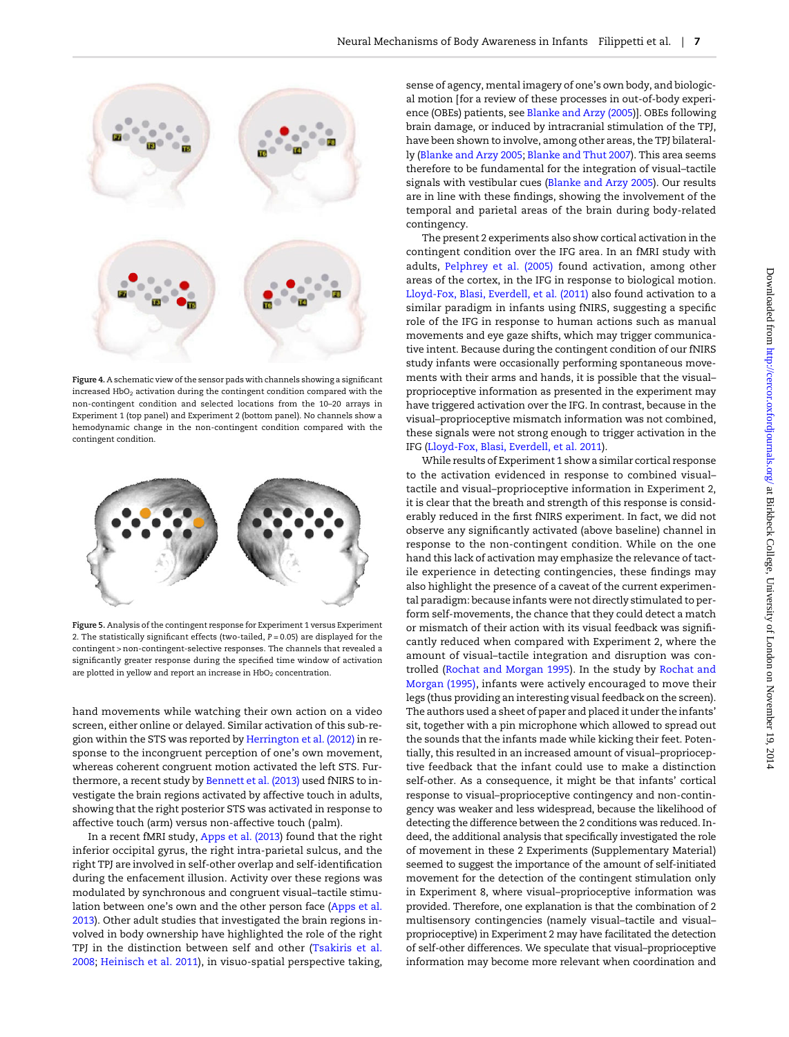Figure 4. A schematic view of the sensor pads with channels showing a significant increased $HbO_2$ activation during the contingent condition compared with the non-contingent condition and selected locations from the 10–20 arrays in Experiment 1 (top panel) and Experiment 2 (bottom panel). No channels show a hemodynamic change in the non-contingent condition compared with the contingent condition.

Figure 5. Analysis of the contingent response for Experiment 1 versus Experiment 2. The statistically significant effects (two-tailed, P = 0.05) are displayed for the contingent > non-contingent-selective responses. The channels that revealed a significantly greater response during the specified time window of activation are plotted in yellow and report an increase in $HbO_2$ concentration.

hand movements while watching their own action on a video screen, either online or delayed. Similar activation of this sub-region within the STS was reported by Herrington et al. (2012) in response to the incongruent perception of one's own movement, whereas coherent congruent motion activated the left STS. Furthermore, a recent study by Bennett et al. (2013) used fNIRS to investigate the brain regions activated by affective touch in adults, showing that the right posterior STS was activated in response to affective touch (arm) versus non-affective touch (palm).

In a recent fMRI study, Apps et al. (2013) found that the right inferior occipital gyrus, the right intra-parietal sulcus, and the right TPJ are involved in self-other overlap and self-identification during the enfacement illusion. Activity over these regions was modulated by synchronous and congruent visual–tactile stimulation between one's own and the other person face (Apps et al. 2013). Other adult studies that investigated the brain regions involved in body ownership have highlighted the role of the right TPJ in the distinction between self and other (Tsakiris et al. 2008; Heinisch et al. 2011), in visuo-spatial perspective taking, sense of agency, mental imagery of one's own body, and biological motion [for a review of these processes in out-of-body experience (OBEs) patients, see Blanke and Arzy (2005)]. OBEs following brain damage, or induced by intracranial stimulation of the TPJ, have been shown to involve, among other areas, the TPJ bilaterally (Blanke and Arzy 2005; Blanke and Thut 2007). This area seems therefore to be fundamental for the integration of visual–tactile signals with vestibular cues (Blanke and Arzy 2005). Our results are in line with these findings, showing the involvement of the temporal and parietal areas of the brain during body-related contingency.

The present 2 experiments also show cortical activation in the contingent condition over the IFG area. In an fMRI study with adults, Pelphrey et al. (2005) found activation, among other areas of the cortex, in the IFG in response to biological motion. Lloyd-Fox, Blasi, Everdell, et al. (2011) also found activation to a similar paradigm in infants using fNIRS, suggesting a specific role of the IFG in response to human actions such as manual movements and eye gaze shifts, which may trigger communicative intent. Because during the contingent condition of our fNIRS study infants were occasionally performing spontaneous movements with their arms and hands, it is possible that the visual–proprioceptive information as presented in the experiment may have triggered activation over the IFG. In contrast, because in the visual–proprioceptive mismatch information was not combined, these signals were not strong enough to trigger activation in the IFG (Lloyd-Fox, Blasi, Everdell, et al. 2011).

While results of Experiment 1 show a similar cortical response to the activation evidenced in response to combined visual–tactile and visual–proprioceptive information in Experiment 2, it is clear that the breath and strength of this response is considerably reduced in the first fNIRS experiment. In fact, we did not observe any significantly activated (above baseline) channel in response to the non-contingent condition. While on the one hand this lack of activation may emphasize the relevance of tactile experience in detecting contingencies, these findings may also highlight the presence of a caveat of the current experimental paradigm: because infants were not directly stimulated to perform self-movements, the chance that they could detect a match or mismatch of their action with its visual feedback was significantly reduced when compared with Experiment 2, where the amount of visual–tactile integration and disruption was controlled (Rochat and Morgan 1995). In the study by Rochat and Morgan (1995), infants were actively encouraged to move their legs (thus providing an interesting visual feedback on the screen). The authors used a sheet of paper and placed it under the infants' sit, together with a pin microphone which allowed to spread out the sounds that the infants made while kicking their feet. Potentially, this resulted in an increased amount of visual–proprioceptive feedback that the infant could use to make a distinction self-other. As a consequence, it might be that infants' cortical response to visual–proprioceptive contingency and non-contingency was weaker and less widespread, because the likelihood of detecting the difference between the 2 conditions was reduced. Indeed, the additional analysis that specifically investigated the role of movement in these 2 Experiments (Supplementary Material) seemed to suggest the importance of the amount of self-initiated movement for the detection of the contingent stimulation only in Experiment 8, where visual–proprioceptive information was provided. Therefore, one explanation is that the combination of 2 multisensory contingencies (namely visual–tactile and visual–proprioceptive) in Experiment 2 may have facilitated the detection of self-other differences. We speculate that visual–proprioceptive information may become more relevant when coordination and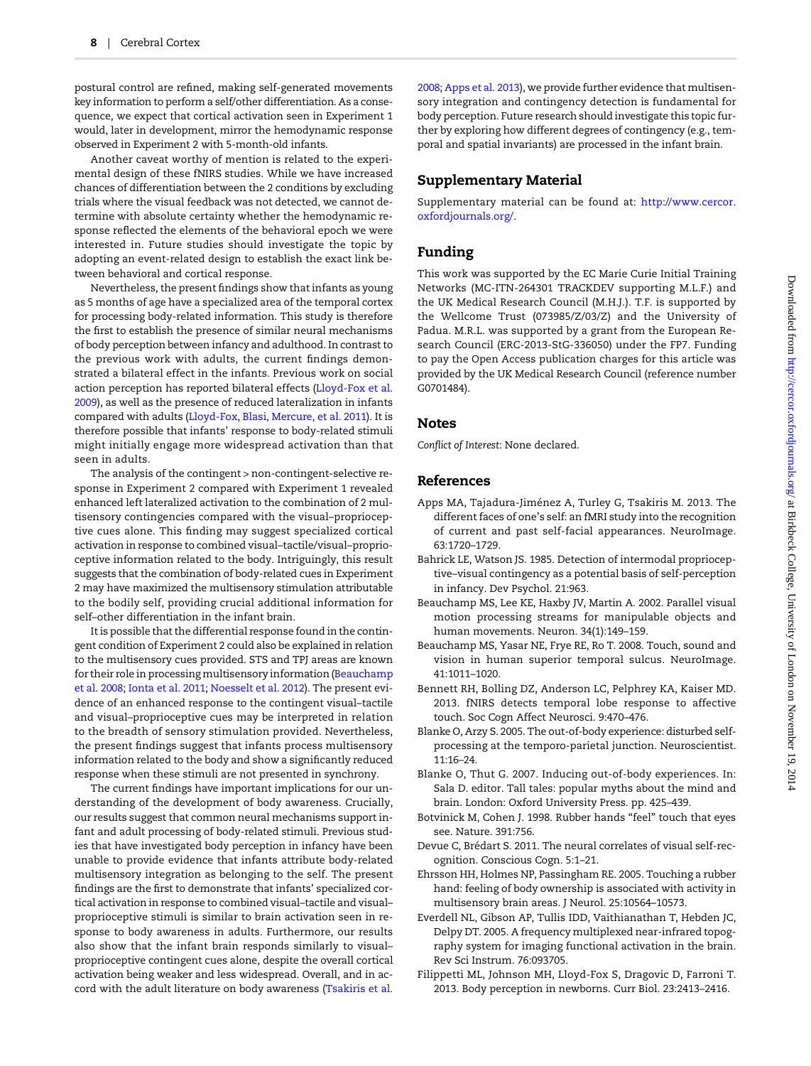postural control are refined, making self-generated movements key information to perform a self/other differentiation. As a consequence, we expect that cortical activation seen in Experiment 1 would, later in development, mirror the hemodynamic response observed in Experiment 2 with 5-month-old infants.

Another caveat worthy of mention is related to the experimental design of these fNIRS studies. While we have increased chances of differentiation between the 2 conditions by excluding trials where the visual feedback was not detected, we cannot determine with absolute certainty whether the hemodynamic response reflected the elements of the behavioral epoch we were interested in. Future studies should investigate the topic by adopting an event-related design to establish the exact link between behavioral and cortical response.

Nevertheless, the present findings show that infants as young as 5 months of age have a specialized area of the temporal cortex for processing body-related information. This study is therefore the first to establish the presence of similar neural mechanisms of body perception between infancy and adulthood. In contrast to the previous work with adults, the current findings demonstrated a bilateral effect in the infants. Previous work on social action perception has reported bilateral effects (Lloyd-Fox et al. 2009), as well as the presence of reduced lateralization in infants compared with adults (Lloyd-Fox, Blasi, Mercure, et al. 2011). It is therefore possible that infants' response to body-related stimuli might initially engage more widespread activation than that seen in adults.

The analysis of the contingent > non-contingent-selective response in Experiment 2 compared with Experiment 1 revealed enhanced left lateralized activation to the combination of 2 multisensory contingencies compared with the visual–proprioceptive cues alone. This finding may suggest specialized cortical activation in response to combined visual–tactile/visual–proprioceptive information related to the body. Intriguingly, this result suggests that the combination of body-related cues in Experiment 2 may have maximized the multisensory stimulation attributable to the bodily self, providing crucial additional information for self–other differentiation in the infant brain.

It is possible that the differential response found in the contingent condition of Experiment 2 could also be explained in relation to the multisensory cues provided. STS and TPJ areas are known for their role in processing multisensory information (Beauchamp et al. 2008; Ionta et al. 2011; Noesselt et al. 2012). The present evidence of an enhanced response to the contingent visual–tactile and visual–proprioceptive cues may be interpreted in relation to the breadth of sensory stimulation provided. Nevertheless, the present findings suggest that infants process multisensory information related to the body and show a significantly reduced response when these stimuli are not presented in synchrony.

The current findings have important implications for our understanding of the development of body awareness. Crucially, our results suggest that common neural mechanisms support infant and adult processing of body-related stimuli. Previous studies that have investigated body perception in infancy have been unable to provide evidence that infants attribute body-related multisensory integration as belonging to the self. The present findings are the first to demonstrate that infants' specialized cortical activation in response to combined visual–tactile and visual–proprioceptive stimuli is similar to brain activation seen in response to body awareness in adults. Furthermore, our results also show that the infant brain responds similarly to visual–proprioceptive contingent cues alone, despite the overall cortical activation being weaker and less widespread. Overall, and in accord with the adult literature on body awareness (Tsakiris et al. 2008; Apps et al. 2013), we provide further evidence that multisensory integration and contingency detection is fundamental for body perception. Future research should investigate this topic further by exploring how different degrees of contingency (e.g., temporal and spatial invariants) are processed in the infant brain.

## Supplementary Material

Supplementary material can be found at: http://www.cercor.oxfordjournals.org/.

## Funding

This work was supported by the EC Marie Curie Initial Training Networks (MC-ITN-264301 TRACKDEV supporting M.L.F.) and the UK Medical Research Council (M.H.J.). T.F. is supported by the Wellcome Trust (073985/Z/03/Z) and the University of Padua. M.R.L. was supported by a grant from the European Research Council (ERC-2013-StG-336050) under the FP7. Funding to pay the Open Access publication charges for this article was provided by the UK Medical Research Council (reference number G0701484).

## Notes

*Conflict of Interest*: None declared.

## References

Apps MA, Tajadura-Jiménez A, Turley G, Tsakiris M. 2013. The different faces of one's self: an fMRI study into the recognition of current and past self-facial appearances. NeuroImage. 63:1720–1729.

Bahrick LE, Watson JS. 1985. Detection of intermodal proprioceptive–visual contingency as a potential basis of self-perception in infancy. Dev Psychol. 21:963.

Beauchamp MS, Lee KE, Haxby JV, Martin A. 2002. Parallel visual motion processing streams for manipulable objects and human movements. Neuron. 34(1):149–159.

Beauchamp MS, Yasar NE, Frye RE, Ro T. 2008. Touch, sound and vision in human superior temporal sulcus. NeuroImage. 41:1011–1020.

Bennett RH, Bolling DZ, Anderson LC, Pelphrey KA, Kaiser MD. 2013. fNIRS detects temporal lobe response to affective touch. Soc Cogn Affect Neurosci. 9:470–476.

Blanke O, Arzy S. 2005. The out-of-body experience: disturbed self-processing at the temporo-parietal junction. Neuroscientist. 11:16–24.

Blanke O, Thut G. 2007. Inducing out-of-body experiences. In: Sala D. editor. Tall tales: popular myths about the mind and brain. London: Oxford University Press. pp. 425–439.

Botvinick M, Cohen J. 1998. Rubber hands "feel" touch that eyes see. Nature. 391:756.

Devue C, Brédart S. 2011. The neural correlates of visual self-recognition. Conscious Cogn. 5:1–21.

Ehrsson HH, Holmes NP, Passingham RE. 2005. Touching a rubber hand: feeling of body ownership is associated with activity in multisensory brain areas. J Neurol. 25:10564–10573.

Everdell NL, Gibson AP, Tullis IDD, Vaithianathan T, Hebden JC, Delpy DT. 2005. A frequency multiplexed near-infrared topography system for imaging functional activation in the brain. Rev Sci Instrum. 76:093705.

Filippetti ML, Johnson MH, Lloyd-Fox S, Dragovic D, Farroni T. 2013. Body perception in newborns. Curr Biol. 23:2413–2416.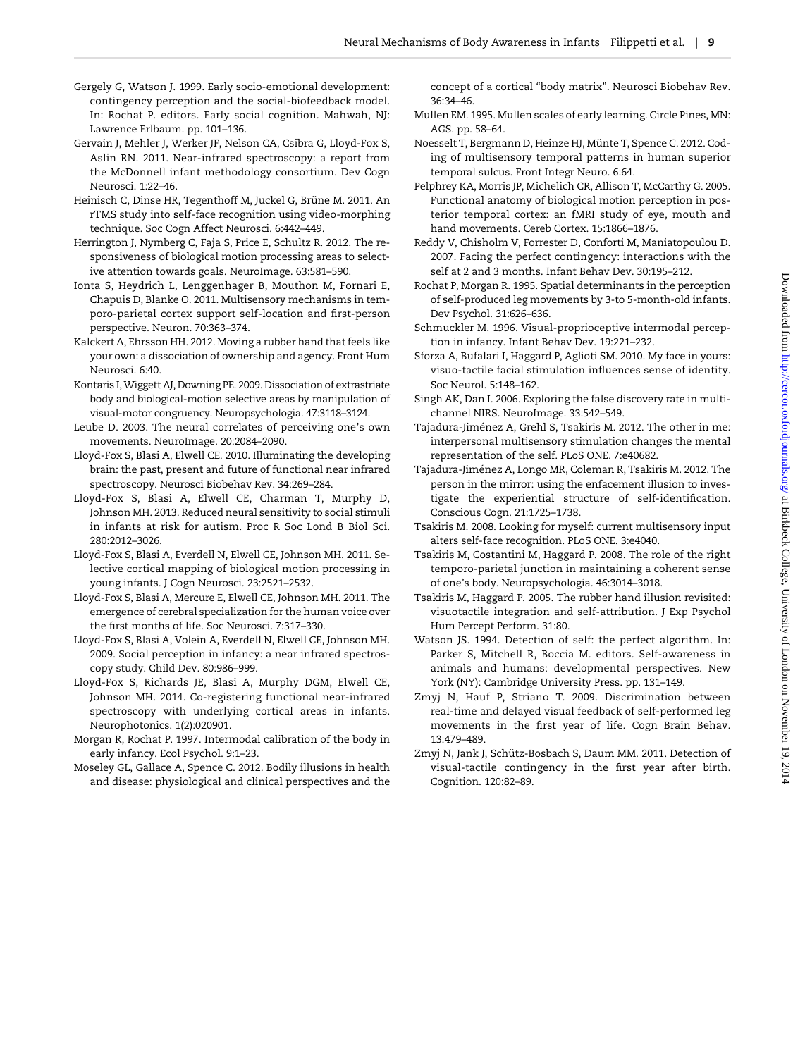Gergely G, Watson J. 1999. Early socio-emotional development: contingency perception and the social-biofeedback model. In: Rochat P. editors. Early social cognition. Mahwah, NJ: Lawrence Erlbaum. pp. 101–136.

Gervain J, Mehler J, Werker JF, Nelson CA, Csibra G, Lloyd-Fox S, Aslin RN. 2011. Near-infrared spectroscopy: a report from the McDonnell infant methodology consortium. Dev Cogn Neurosci. 1:22–46.

Heinisch C, Dinse HR, Tegenthoff M, Juckel G, Brüne M. 2011. An rTMS study into self-face recognition using video-morphing technique. Soc Cogn Affect Neurosci. 6:442–449.

Herrington J, Nymberg C, Faja S, Price E, Schultz R. 2012. The responsiveness of biological motion processing areas to selective attention towards goals. NeuroImage. 63:581–590.

Ionta S, Heydrich L, Lenggenhager B, Mouthon M, Fornari E, Chapuis D, Blanke O. 2011. Multisensory mechanisms in temporo-parietal cortex support self-location and first-person perspective. Neuron. 70:363–374.

Kalckert A, Ehrsson HH. 2012. Moving a rubber hand that feels like your own: a dissociation of ownership and agency. Front Hum Neurosci. 6:40.

Kontaris I, Wiggett AJ, Downing PE. 2009. Dissociation of extrastriate body and biological-motion selective areas by manipulation of visual-motor congruency. Neuropsychologia. 47:3118–3124.

Leube D. 2003. The neural correlates of perceiving one's own movements. NeuroImage. 20:2084–2090.

Lloyd-Fox S, Blasi A, Elwell CE. 2010. Illuminating the developing brain: the past, present and future of functional near infrared spectroscopy. Neurosci Biobehav Rev. 34:269–284.

Lloyd-Fox S, Blasi A, Elwell CE, Charman T, Murphy D, Johnson MH. 2013. Reduced neural sensitivity to social stimuli in infants at risk for autism. Proc R Soc Lond B Biol Sci. 280:2012–3026.

Lloyd-Fox S, Blasi A, Everdell N, Elwell CE, Johnson MH. 2011. Selective cortical mapping of biological motion processing in young infants. J Cogn Neurosci. 23:2521–2532.

Lloyd-Fox S, Blasi A, Mercure E, Elwell CE, Johnson MH. 2011. The emergence of cerebral specialization for the human voice over the first months of life. Soc Neurosci. 7:317–330.

Lloyd-Fox S, Blasi A, Volein A, Everdell N, Elwell CE, Johnson MH. 2009. Social perception in infancy: a near infrared spectroscopy study. Child Dev. 80:986–999.

Lloyd-Fox S, Richards JE, Blasi A, Murphy DGM, Elwell CE, Johnson MH. 2014. Co-registering functional near-infrared spectroscopy with underlying cortical areas in infants. Neurophotonics. 1(2):020901.

Morgan R, Rochat P. 1997. Intermodal calibration of the body in early infancy. Ecol Psychol. 9:1–23.

Moseley GL, Gallace A, Spence C. 2012. Bodily illusions in health and disease: physiological and clinical perspectives and the concept of a cortical "body matrix". Neurosci Biobehav Rev. 36:34–46.

Mullen EM. 1995. Mullen scales of early learning. Circle Pines, MN: AGS. pp. 58–64.

Noesselt T, Bergmann D, Heinze HJ, Münte T, Spence C. 2012. Coding of multisensory temporal patterns in human superior temporal sulcus. Front Integr Neuro. 6:64.

Pelphrey KA, Morris JP, Michelich CR, Allison T, McCarthy G. 2005. Functional anatomy of biological motion perception in posterior temporal cortex: an fMRI study of eye, mouth and hand movements. Cereb Cortex. 15:1866–1876.

Reddy V, Chisholm V, Forrester D, Conforti M, Maniatopoulou D. 2007. Facing the perfect contingency: interactions with the self at 2 and 3 months. Infant Behav Dev. 30:195–212.

Rochat P, Morgan R. 1995. Spatial determinants in the perception of self-produced leg movements by 3-to 5-month-old infants. Dev Psychol. 31:626–636.

Schmuckler M. 1996. Visual-proprioceptive intermodal perception in infancy. Infant Behav Dev. 19:221–232.

Sforza A, Bufalari I, Haggard P, Aglioti SM. 2010. My face in yours: visuo-tactile facial stimulation influences sense of identity. Soc Neurol. 5:148–162.

Singh AK, Dan I. 2006. Exploring the false discovery rate in multichannel NIRS. NeuroImage. 33:542–549.

Tajadura-Jiménez A, Grehl S, Tsakiris M. 2012. The other in me: interpersonal multisensory stimulation changes the mental representation of the self. PLoS ONE. 7:e40682.

Tajadura-Jiménez A, Longo MR, Coleman R, Tsakiris M. 2012. The person in the mirror: using the enfacement illusion to investigate the experiential structure of self-identification. Conscious Cogn. 21:1725–1738.

Tsakiris M. 2008. Looking for myself: current multisensory input alters self-face recognition. PLoS ONE. 3:e4040.

Tsakiris M, Costantini M, Haggard P. 2008. The role of the right temporo-parietal junction in maintaining a coherent sense of one's body. Neuropsychologia. 46:3014–3018.

Tsakiris M, Haggard P. 2005. The rubber hand illusion revisited: visuotactile integration and self-attribution. J Exp Psychol Hum Percept Perform. 31:80.

Watson JS. 1994. Detection of self: the perfect algorithm. In: Parker S, Mitchell R, Boccia M. editors. Self-awareness in animals and humans: developmental perspectives. New York (NY): Cambridge University Press. pp. 131–149.

Zmyj N, Hauf P, Striano T. 2009. Discrimination between real-time and delayed visual feedback of self-performed leg movements in the first year of life. Cogn Brain Behav. 13:479–489.

Zmyj N, Jank J, Schütz-Bosbach S, Daum MM. 2011. Detection of visual-tactile contingency in the first year after birth. Cognition. 120:82–89.